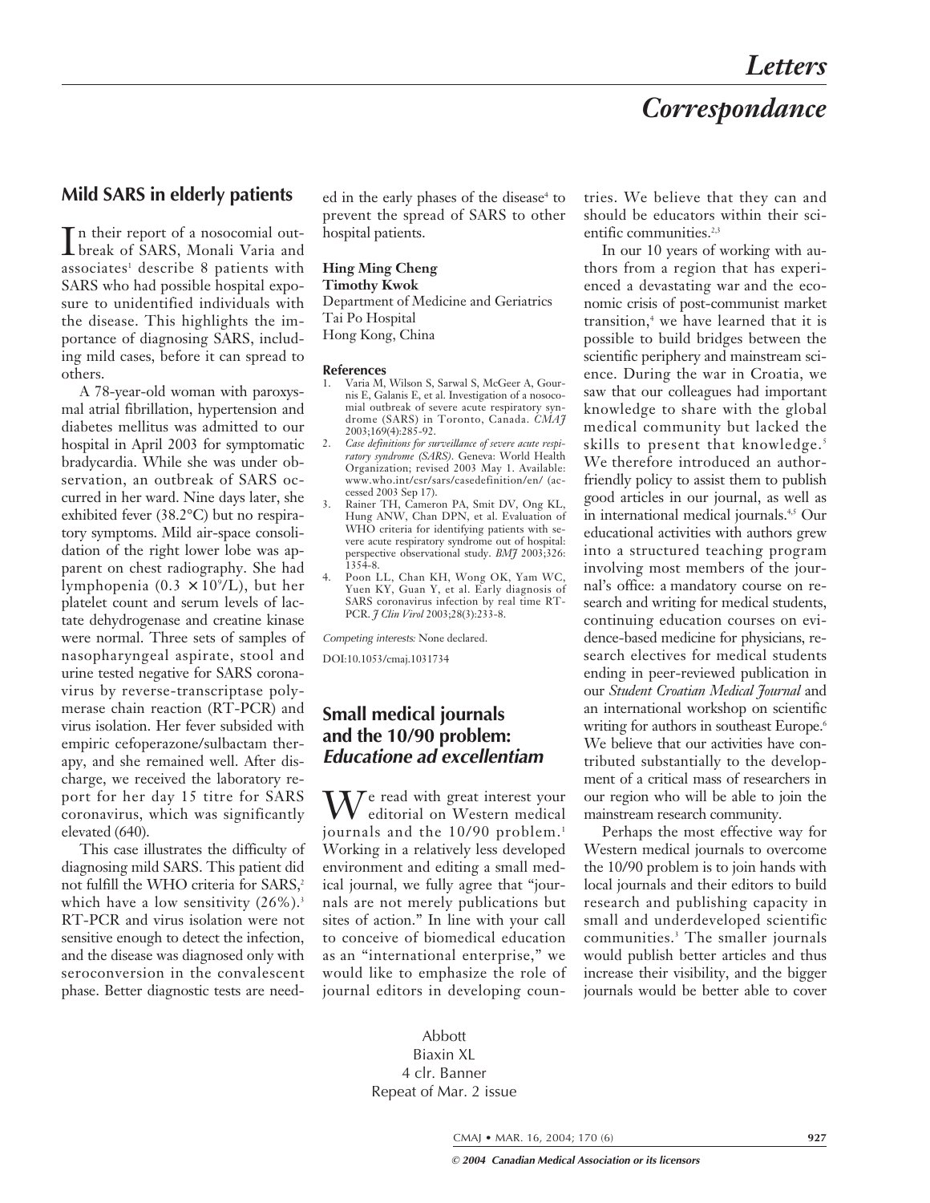# Letters

# Correspondance

## Mild SARS in elderly patients

In their report of a nosocomial outbreak of SARS, Monali Varia and associates[1] describe 8 patients with SARS who had possible hospital exposure to unidentified individuals with the disease. This highlights the importance of diagnosing SARS, including mild cases, before it can spread to others.

A 78-year-old woman with paroxysmal atrial fibrillation, hypertension and diabetes mellitus was admitted to our hospital in April 2003 for symptomatic bradycardia. While she was under observation, an outbreak of SARS occurred in her ward. Nine days later, she exhibited fever (38.2°C) but no respiratory symptoms. Mild air-space consolidation of the right lower lobe was apparent on chest radiography. She had lymphopenia ($0.3 \times 10^9$/L), but her platelet count and serum levels of lactate dehydrogenase and creatine kinase were normal. Three sets of samples of nasopharyngeal aspirate, stool and urine tested negative for SARS coronavirus by reverse-transcriptase polymerase chain reaction (RT-PCR) and virus isolation. Her fever subsided with empiric cefoperazone/sulbactam therapy, and she remained well. After discharge, we received the laboratory report for her day 15 titre for SARS coronavirus, which was significantly elevated (640).

This case illustrates the difficulty of diagnosing mild SARS. This patient did not fulfill the WHO criteria for SARS,[2] which have a low sensitivity (26%).[3] RT-PCR and virus isolation were not sensitive enough to detect the infection, and the disease was diagnosed only with seroconversion in the convalescent phase. Better diagnostic tests are needed in the early phases of the disease[4] to prevent the spread of SARS to other hospital patients.

**Hing Ming Cheng**
**Timothy Kwok**
Department of Medicine and Geriatrics
Tai Po Hospital
Hong Kong, China

### References

1. Varia M, Wilson S, Sarwal S, McGeer A, Gournis E, Galanis E, et al. Investigation of a nosocomial outbreak of severe acute respiratory syndrome (SARS) in Toronto, Canada. *CMAJ* 2003;169(4):285-92.
2. *Case definitions for surveillance of severe acute respiratory syndrome (SARS)*. Geneva: World Health Organization; revised 2003 May 1. Available: www.who.int/csr/sars/casedefinition/en/ (accessed 2003 Sep 17).
3. Rainer TH, Cameron PA, Smit DV, Ong KL, Hung ANW, Chan DPN, et al. Evaluation of WHO criteria for identifying patients with severe acute respiratory syndrome out of hospital: perspective observational study. *BMJ* 2003;326:1354-8.
4. Poon LL, Chan KH, Wong OK, Yam WC, Yuen KY, Guan Y, et al. Early diagnosis of SARS coronavirus infection by real time RT-PCR. *J Clin Virol* 2003;28(3):233-8.

*Competing interests:* None declared.

DOI:10.1053/cmaj.1031734

## Small medical journals and the 10/90 problem: *Educatione ad excellentiam*

We read with great interest your editorial on Western medical journals and the 10/90 problem.[1] Working in a relatively less developed environment and editing a small medical journal, we fully agree that "journals are not merely publications but sites of action." In line with your call to conceive of biomedical education as an "international enterprise," we would like to emphasize the role of journal editors in developing countries. We believe that they can and should be educators within their scientific communities.[2,3]

In our 10 years of working with authors from a region that has experienced a devastating war and the economic crisis of post-communist market transition,[4] we have learned that it is possible to build bridges between the scientific periphery and mainstream science. During the war in Croatia, we saw that our colleagues had important knowledge to share with the global medical community but lacked the skills to present that knowledge.[5] We therefore introduced an author-friendly policy to assist them to publish good articles in our journal, as well as in international medical journals.[4,5] Our educational activities with authors grew into a structured teaching program involving most members of the journal's office: a mandatory course on research and writing for medical students, continuing education courses on evidence-based medicine for physicians, research electives for medical students ending in peer-reviewed publication in our *Student Croatian Medical Journal* and an international workshop on scientific writing for authors in southeast Europe.[6] We believe that our activities have contributed substantially to the development of a critical mass of researchers in our region who will be able to join the mainstream research community.

Perhaps the most effective way for Western medical journals to overcome the 10/90 problem is to join hands with local journals and their editors to build research and publishing capacity in small and underdeveloped scientific communities.[3] The smaller journals would publish better articles and thus increase their visibility, and the bigger journals would be better able to cover

Abbott
Biaxin XL
4 clr. Banner
Repeat of Mar. 2 issue

*© 2004 Canadian Medical Association or its licensors*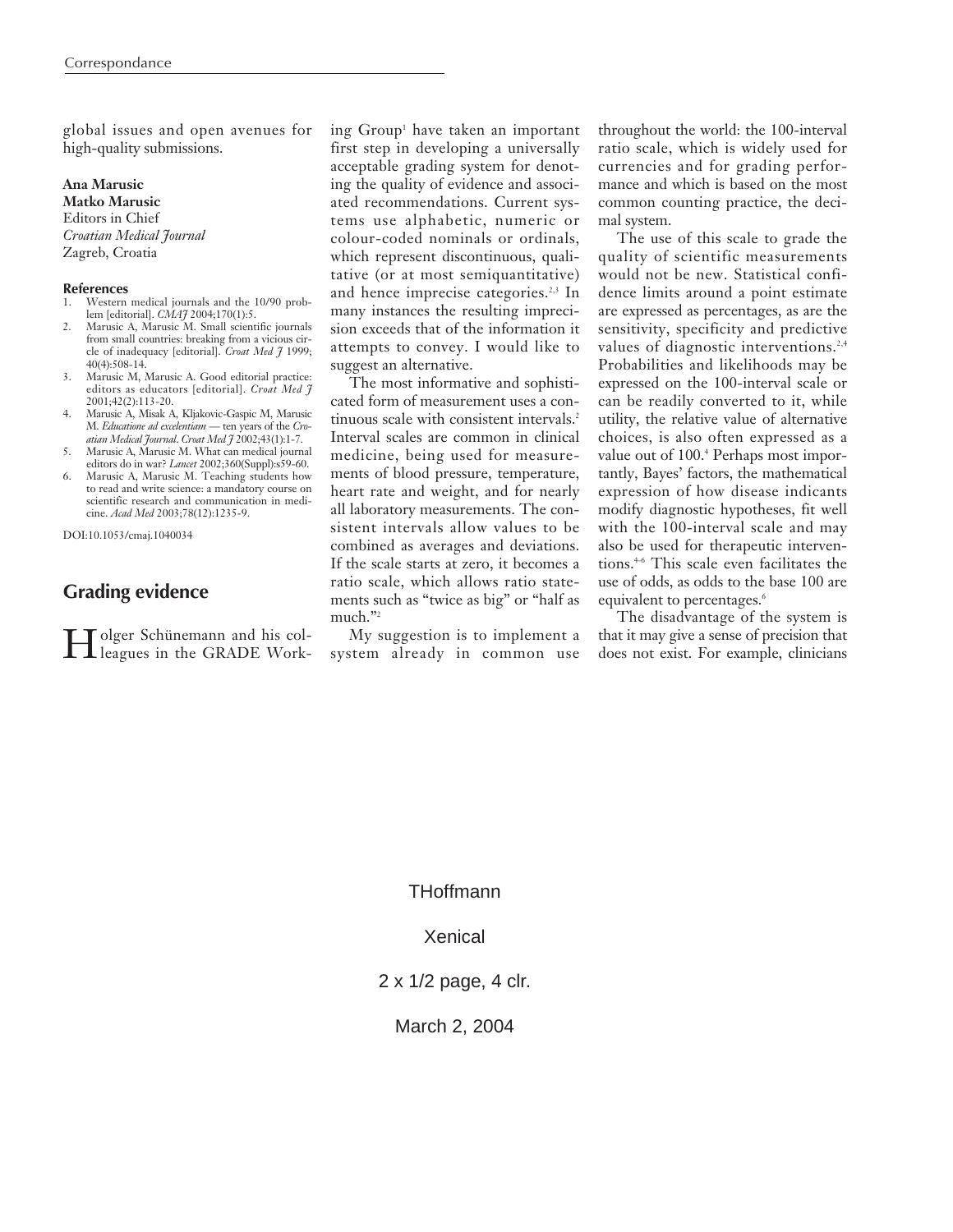global issues and open avenues for high-quality submissions.

**Ana Marusic**
**Matko Marusic**
Editors in Chief
*Croatian Medical Journal*
Zagreb, Croatia

#### References

1. Western medical journals and the 10/90 problem [editorial]. *CMAJ* 2004;170(1):5.
2. Marusic A, Marusic M. Small scientific journals from small countries: breaking from a vicious circle of inadequacy [editorial]. *Croat Med J* 1999; 40(4):508-14.
3. Marusic M, Marusic A. Good editorial practice: editors as educators [editorial]. *Croat Med J* 2001;42(2):113-20.
4. Marusic A, Misak A, Kljakovic-Gaspic M, Marusic M. *Educatione ad excelentiam* — ten years of the *Croatian Medical Journal*. *Croat Med J* 2002;43(1):1-7.
5. Marusic A, Marusic M. What can medical journal editors do in war? *Lancet* 2002;360(Suppl):s59-60.
6. Marusic A, Marusic M. Teaching students how to read and write science: a mandatory course on scientific research and communication in medicine. *Acad Med* 2003;78(12):1235-9.

DOI:10.1053/cmaj.1040034

## Grading evidence

Holger Schünemann and his colleagues in the GRADE Working Group[1] have taken an important first step in developing a universally acceptable grading system for denoting the quality of evidence and associated recommendations. Current systems use alphabetic, numeric or colour-coded nominals or ordinals, which represent discontinuous, qualitative (or at most semiquantitative) and hence imprecise categories.[2,3] In many instances the resulting imprecision exceeds that of the information it attempts to convey. I would like to suggest an alternative.

The most informative and sophisticated form of measurement uses a continuous scale with consistent intervals.[2] Interval scales are common in clinical medicine, being used for measurements of blood pressure, temperature, heart rate and weight, and for nearly all laboratory measurements. The consistent intervals allow values to be combined as averages and deviations. If the scale starts at zero, it becomes a ratio scale, which allows ratio statements such as "twice as big" or "half as much."[2]

My suggestion is to implement a system already in common use throughout the world: the 100-interval ratio scale, which is widely used for currencies and for grading performance and which is based on the most common counting practice, the decimal system.

The use of this scale to grade the quality of scientific measurements would not be new. Statistical confidence limits around a point estimate are expressed as percentages, as are the sensitivity, specificity and predictive values of diagnostic interventions.[2,4] Probabilities and likelihoods may be expressed on the 100-interval scale or can be readily converted to it, while utility, the relative value of alternative choices, is also often expressed as a value out of 100.[4] Perhaps most importantly, Bayes' factors, the mathematical expression of how disease indicants modify diagnostic hypotheses, fit well with the 100-interval scale and may also be used for therapeutic interventions.[4-6] This scale even facilitates the use of odds, as odds to the base 100 are equivalent to percentages.[6]

The disadvantage of the system is that it may give a sense of precision that does not exist. For example, clinicians

THoffmann

Xenical

2 x 1/2 page, 4 clr.

March 2, 2004